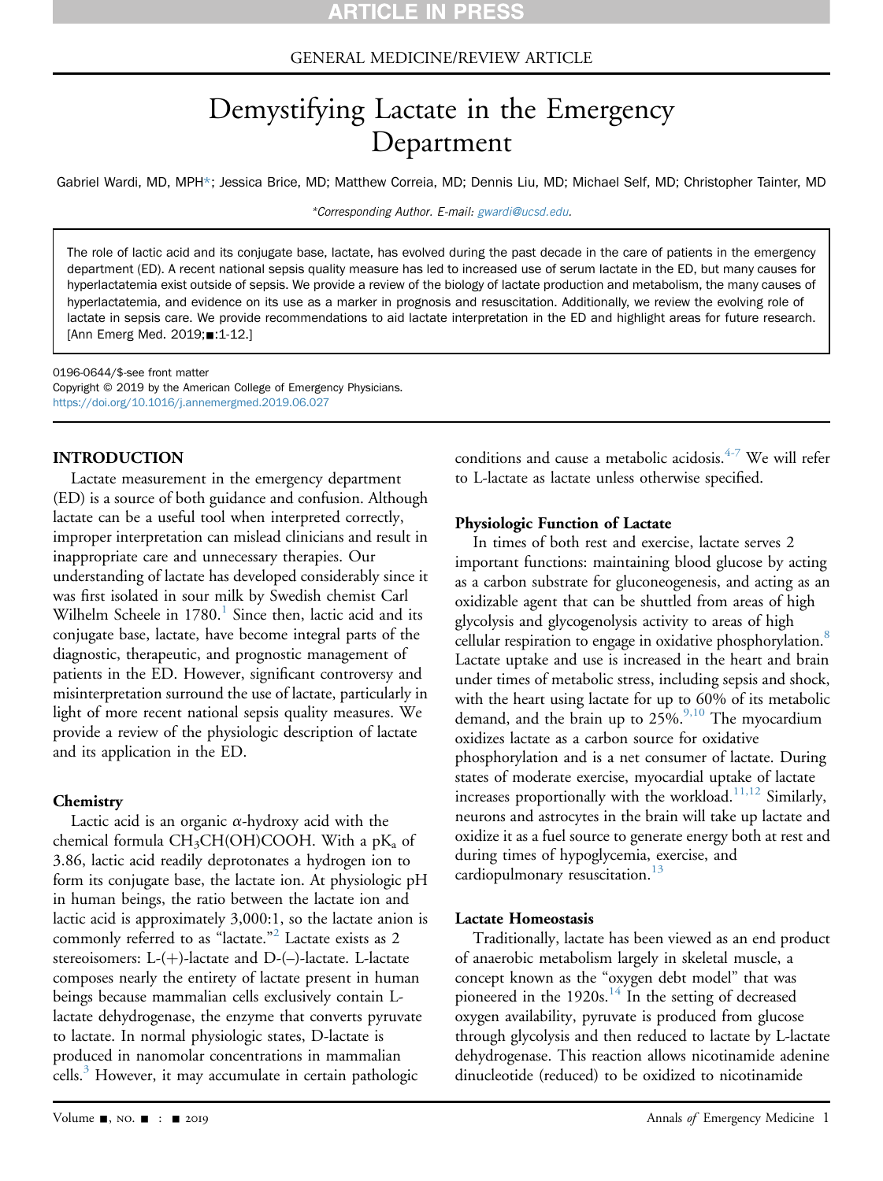GENERAL MEDICINE/REVIEW ARTICLE

# Demystifying Lactate in the Emergency Department

Gabriel Wardi, MD, MPH*; Jessica Brice, MD; Matthew Correia, MD; Dennis Liu, MD; Michael Self, MD; Christopher Tainter, MD

*Corresponding Author. E-mail: gwardi@ucsd.edu.

The role of lactic acid and its conjugate base, lactate, has evolved during the past decade in the care of patients in the emergency department (ED). A recent national sepsis quality measure has led to increased use of serum lactate in the ED, but many causes for hyperlactatemia exist outside of sepsis. We provide a review of the biology of lactate production and metabolism, the many causes of hyperlactatemia, and evidence on its use as a marker in prognosis and resuscitation. Additionally, we review the evolving role of lactate in sepsis care. We provide recommendations to aid lactate interpretation in the ED and highlight areas for future research. [Ann Emerg Med. 2019;■:1-12.]

0196-0644/$-see front matter
Copyright © 2019 by the American College of Emergency Physicians.
https://doi.org/10.1016/j.annemergmed.2019.06.027

## INTRODUCTION

Lactate measurement in the emergency department (ED) is a source of both guidance and confusion. Although lactate can be a useful tool when interpreted correctly, improper interpretation can mislead clinicians and result in inappropriate care and unnecessary therapies. Our understanding of lactate has developed considerably since it was first isolated in sour milk by Swedish chemist Carl Wilhelm Scheele in 1780.[1] Since then, lactic acid and its conjugate base, lactate, have become integral parts of the diagnostic, therapeutic, and prognostic management of patients in the ED. However, significant controversy and misinterpretation surround the use of lactate, particularly in light of more recent national sepsis quality measures. We provide a review of the physiologic description of lactate and its application in the ED.

### Chemistry

Lactic acid is an organic $\alpha$-hydroxy acid with the chemical formula $CH_3CH(OH)COOH$. With a $pK_a$ of 3.86, lactic acid readily deprotonates a hydrogen ion to form its conjugate base, the lactate ion. At physiologic pH in human beings, the ratio between the lactate ion and lactic acid is approximately 3,000:1, so the lactate anion is commonly referred to as "lactate."[2] Lactate exists as 2 stereoisomers: L-(+)-lactate and D-(–)-lactate. L-lactate composes nearly the entirety of lactate present in human beings because mammalian cells exclusively contain L-lactate dehydrogenase, the enzyme that converts pyruvate to lactate. In normal physiologic states, D-lactate is produced in nanomolar concentrations in mammalian cells.[3] However, it may accumulate in certain pathologic conditions and cause a metabolic acidosis.[4-7] We will refer to L-lactate as lactate unless otherwise specified.

### Physiologic Function of Lactate

In times of both rest and exercise, lactate serves 2 important functions: maintaining blood glucose by acting as a carbon substrate for gluconeogenesis, and acting as an oxidizable agent that can be shuttled from areas of high glycolysis and glycogenolysis activity to areas of high cellular respiration to engage in oxidative phosphorylation.[8] Lactate uptake and use is increased in the heart and brain under times of metabolic stress, including sepsis and shock, with the heart using lactate for up to 60% of its metabolic demand, and the brain up to 25%.[9,10] The myocardium oxidizes lactate as a carbon source for oxidative phosphorylation and is a net consumer of lactate. During states of moderate exercise, myocardial uptake of lactate increases proportionally with the workload.[11,12] Similarly, neurons and astrocytes in the brain will take up lactate and oxidize it as a fuel source to generate energy both at rest and during times of hypoglycemia, exercise, and cardiopulmonary resuscitation.[13]

### Lactate Homeostasis

Traditionally, lactate has been viewed as an end product of anaerobic metabolism largely in skeletal muscle, a concept known as the "oxygen debt model" that was pioneered in the 1920s.[14] In the setting of decreased oxygen availability, pyruvate is produced from glucose through glycolysis and then reduced to lactate by L-lactate dehydrogenase. This reaction allows nicotinamide adenine dinucleotide (reduced) to be oxidized to nicotinamide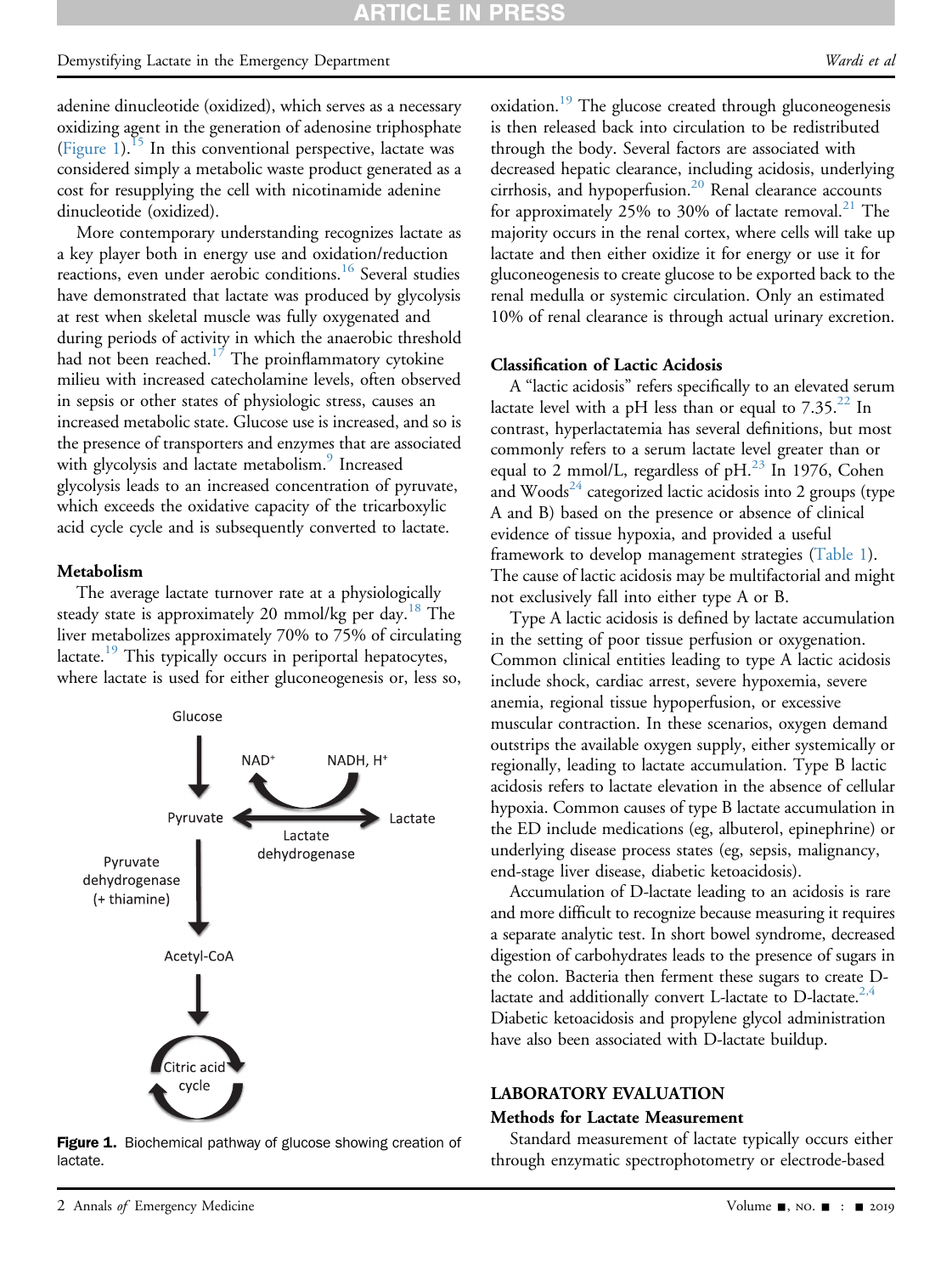adenine dinucleotide (oxidized), which serves as a necessary oxidizing agent in the generation of adenosine triphosphate (Figure 1).[15] In this conventional perspective, lactate was considered simply a metabolic waste product generated as a cost for resupplying the cell with nicotinamide adenine dinucleotide (oxidized).

More contemporary understanding recognizes lactate as a key player both in energy use and oxidation/reduction reactions, even under aerobic conditions.[16] Several studies have demonstrated that lactate was produced by glycolysis at rest when skeletal muscle was fully oxygenated and during periods of activity in which the anaerobic threshold had not been reached.[17] The proinflammatory cytokine milieu with increased catecholamine levels, often observed in sepsis or other states of physiologic stress, causes an increased metabolic state. Glucose use is increased, and so is the presence of transporters and enzymes that are associated with glycolysis and lactate metabolism.[9] Increased glycolysis leads to an increased concentration of pyruvate, which exceeds the oxidative capacity of the tricarboxylic acid cycle cycle and is subsequently converted to lactate.

### Metabolism

The average lactate turnover rate at a physiologically steady state is approximately 20 mmol/kg per day.[18] The liver metabolizes approximately 70% to 75% of circulating lactate.[19] This typically occurs in periportal hepatocytes, where lactate is used for either gluconeogenesis or, less so, oxidation.[19] The glucose created through gluconeogenesis is then released back into circulation to be redistributed through the body. Several factors are associated with decreased hepatic clearance, including acidosis, underlying cirrhosis, and hypoperfusion.[20] Renal clearance accounts for approximately 25% to 30% of lactate removal.[21] The majority occurs in the renal cortex, where cells will take up lactate and then either oxidize it for energy or use it for gluconeogenesis to create glucose to be exported back to the renal medulla or systemic circulation. Only an estimated 10% of renal clearance is through actual urinary excretion.

Glucose

Pyruvate — Lactate dehydrogenase ($NAD^+$ / NADH, $H^+$) — Lactate

Pyruvate dehydrogenase (+ thiamine)

Acetyl-CoA

Citric acid cycle

**Figure 1.** Biochemical pathway of glucose showing creation of lactate.

### Classification of Lactic Acidosis

A "lactic acidosis" refers specifically to an elevated serum lactate level with a pH less than or equal to 7.35.[22] In contrast, hyperlactatemia has several definitions, but most commonly refers to a serum lactate level greater than or equal to 2 mmol/L, regardless of pH.[23] In 1976, Cohen and Woods[24] categorized lactic acidosis into 2 groups (type A and B) based on the presence or absence of clinical evidence of tissue hypoxia, and provided a useful framework to develop management strategies (Table 1). The cause of lactic acidosis may be multifactorial and might not exclusively fall into either type A or B.

Type A lactic acidosis is defined by lactate accumulation in the setting of poor tissue perfusion or oxygenation. Common clinical entities leading to type A lactic acidosis include shock, cardiac arrest, severe hypoxemia, severe anemia, regional tissue hypoperfusion, or excessive muscular contraction. In these scenarios, oxygen demand outstrips the available oxygen supply, either systemically or regionally, leading to lactate accumulation. Type B lactic acidosis refers to lactate elevation in the absence of cellular hypoxia. Common causes of type B lactate accumulation in the ED include medications (eg, albuterol, epinephrine) or underlying disease process states (eg, sepsis, malignancy, end-stage liver disease, diabetic ketoacidosis).

Accumulation of D-lactate leading to an acidosis is rare and more difficult to recognize because measuring it requires a separate analytic test. In short bowel syndrome, decreased digestion of carbohydrates leads to the presence of sugars in the colon. Bacteria then ferment these sugars to create D-lactate and additionally convert L-lactate to D-lactate.[2,4] Diabetic ketoacidosis and propylene glycol administration have also been associated with D-lactate buildup.

## LABORATORY EVALUATION

### Methods for Lactate Measurement

Standard measurement of lactate typically occurs either through enzymatic spectrophotometry or electrode-based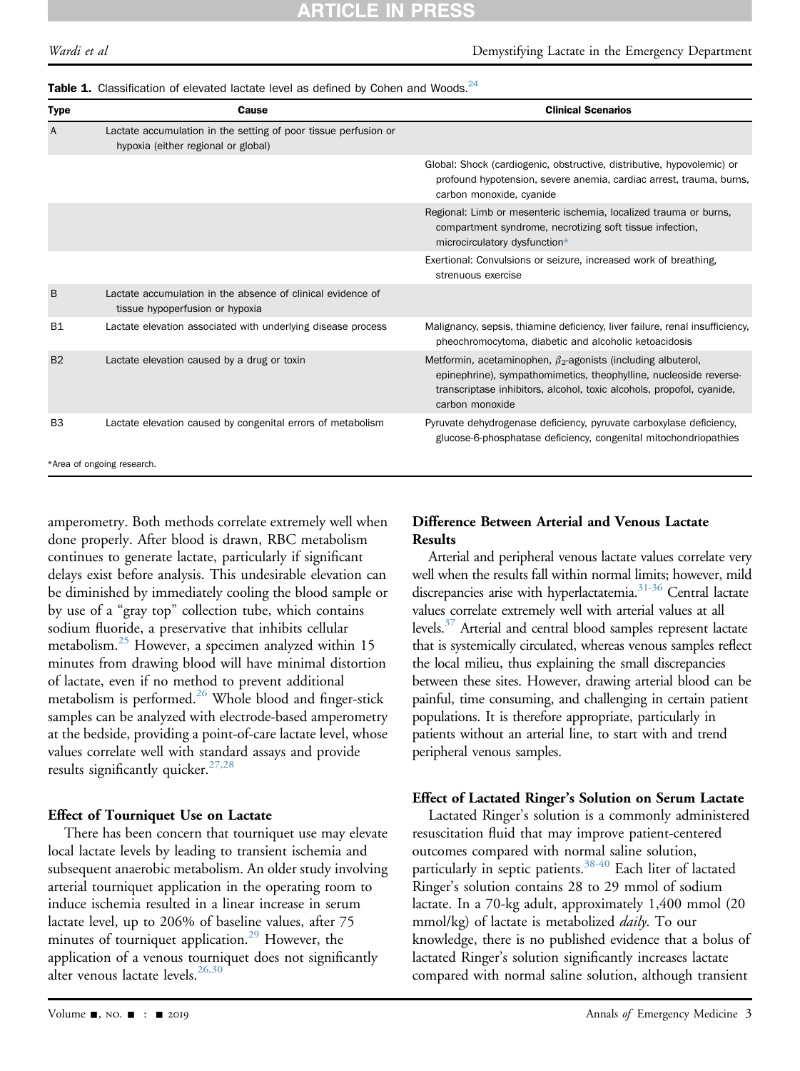**Table 1.** Classification of elevated lactate level as defined by Cohen and Woods.[24]

| Type | Cause | Clinical Scenarios |
|---|---|---|
| A | Lactate accumulation in the setting of poor tissue perfusion or hypoxia (either regional or global) | |
| | | Global: Shock (cardiogenic, obstructive, distributive, hypovolemic) or profound hypotension, severe anemia, cardiac arrest, trauma, burns, carbon monoxide, cyanide |
| | | Regional: Limb or mesenteric ischemia, localized trauma or burns, compartment syndrome, necrotizing soft tissue infection, microcirculatory dysfunction* |
| | | Exertional: Convulsions or seizure, increased work of breathing, strenuous exercise |
| B | Lactate accumulation in the absence of clinical evidence of tissue hypoperfusion or hypoxia | |
| B1 | Lactate elevation associated with underlying disease process | Malignancy, sepsis, thiamine deficiency, liver failure, renal insufficiency, pheochromocytoma, diabetic and alcoholic ketoacidosis |
| B2 | Lactate elevation caused by a drug or toxin | Metformin, acetaminophen, $\beta_2$-agonists (including albuterol, epinephrine), sympathomimetics, theophylline, nucleoside reverse-transcriptase inhibitors, alcohol, toxic alcohols, propofol, cyanide, carbon monoxide |
| B3 | Lactate elevation caused by congenital errors of metabolism | Pyruvate dehydrogenase deficiency, pyruvate carboxylase deficiency, glucose-6-phosphatase deficiency, congenital mitochondriopathies |

*Area of ongoing research.

amperometry. Both methods correlate extremely well when done properly. After blood is drawn, RBC metabolism continues to generate lactate, particularly if significant delays exist before analysis. This undesirable elevation can be diminished by immediately cooling the blood sample or by use of a "gray top" collection tube, which contains sodium fluoride, a preservative that inhibits cellular metabolism.[25] However, a specimen analyzed within 15 minutes from drawing blood will have minimal distortion of lactate, even if no method to prevent additional metabolism is performed.[26] Whole blood and finger-stick samples can be analyzed with electrode-based amperometry at the bedside, providing a point-of-care lactate level, whose values correlate well with standard assays and provide results significantly quicker.[27,28]

### Effect of Tourniquet Use on Lactate

There has been concern that tourniquet use may elevate local lactate levels by leading to transient ischemia and subsequent anaerobic metabolism. An older study involving arterial tourniquet application in the operating room to induce ischemia resulted in a linear increase in serum lactate level, up to 206% of baseline values, after 75 minutes of tourniquet application.[29] However, the application of a venous tourniquet does not significantly alter venous lactate levels.[26,30]

### Difference Between Arterial and Venous Lactate Results

Arterial and peripheral venous lactate values correlate very well when the results fall within normal limits; however, mild discrepancies arise with hyperlactatemia.[31-36] Central lactate values correlate extremely well with arterial values at all levels.[37] Arterial and central blood samples represent lactate that is systemically circulated, whereas venous samples reflect the local milieu, thus explaining the small discrepancies between these sites. However, drawing arterial blood can be painful, time consuming, and challenging in certain patient populations. It is therefore appropriate, particularly in patients without an arterial line, to start with and trend peripheral venous samples.

### Effect of Lactated Ringer's Solution on Serum Lactate

Lactated Ringer's solution is a commonly administered resuscitation fluid that may improve patient-centered outcomes compared with normal saline solution, particularly in septic patients.[38-40] Each liter of lactated Ringer's solution contains 28 to 29 mmol of sodium lactate. In a 70-kg adult, approximately 1,400 mmol (20 mmol/kg) of lactate is metabolized *daily*. To our knowledge, there is no published evidence that a bolus of lactated Ringer's solution significantly increases lactate compared with normal saline solution, although transient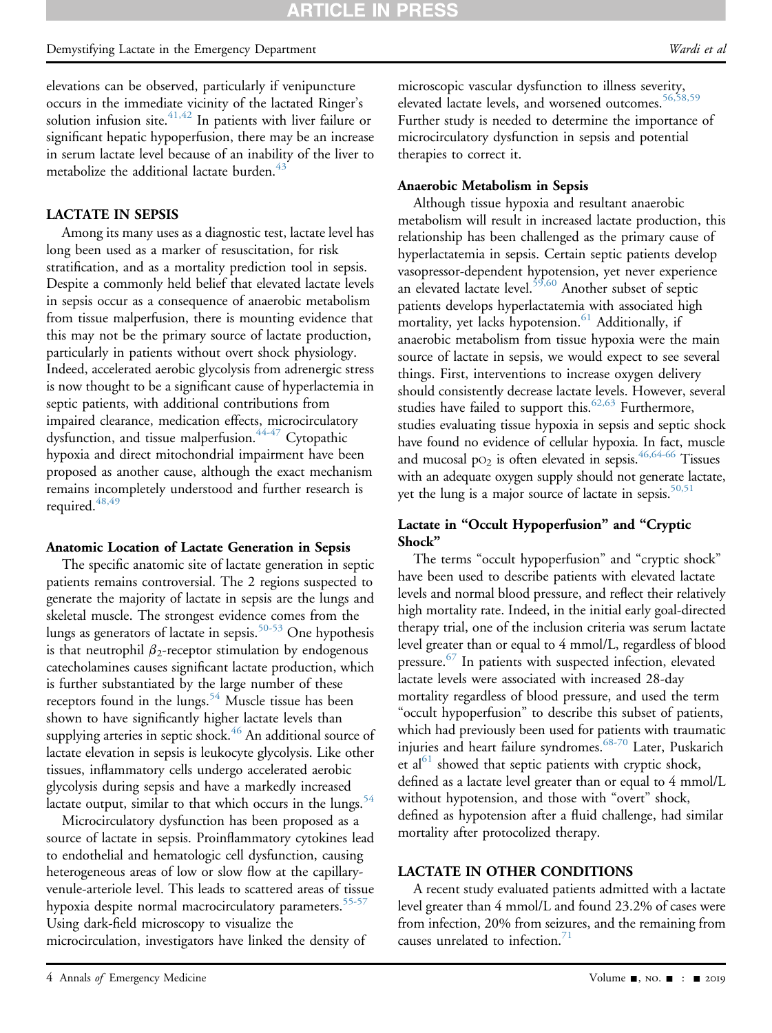elevations can be observed, particularly if venipuncture occurs in the immediate vicinity of the lactated Ringer's solution infusion site.[41,42] In patients with liver failure or significant hepatic hypoperfusion, there may be an increase in serum lactate level because of an inability of the liver to metabolize the additional lactate burden.[43]

## LACTATE IN SEPSIS

Among its many uses as a diagnostic test, lactate level has long been used as a marker of resuscitation, for risk stratification, and as a mortality prediction tool in sepsis. Despite a commonly held belief that elevated lactate levels in sepsis occur as a consequence of anaerobic metabolism from tissue malperfusion, there is mounting evidence that this may not be the primary source of lactate production, particularly in patients without overt shock physiology. Indeed, accelerated aerobic glycolysis from adrenergic stress is now thought to be a significant cause of hyperlactemia in septic patients, with additional contributions from impaired clearance, medication effects, microcirculatory dysfunction, and tissue malperfusion.[44-47] Cytopathic hypoxia and direct mitochondrial impairment have been proposed as another cause, although the exact mechanism remains incompletely understood and further research is required.[48,49]

### Anatomic Location of Lactate Generation in Sepsis

The specific anatomic site of lactate generation in septic patients remains controversial. The 2 regions suspected to generate the majority of lactate in sepsis are the lungs and skeletal muscle. The strongest evidence comes from the lungs as generators of lactate in sepsis.[50-53] One hypothesis is that neutrophil $\beta_2$-receptor stimulation by endogenous catecholamines causes significant lactate production, which is further substantiated by the large number of these receptors found in the lungs.[54] Muscle tissue has been shown to have significantly higher lactate levels than supplying arteries in septic shock.[46] An additional source of lactate elevation in sepsis is leukocyte glycolysis. Like other tissues, inflammatory cells undergo accelerated aerobic glycolysis during sepsis and have a markedly increased lactate output, similar to that which occurs in the lungs.[54]

Microcirculatory dysfunction has been proposed as a source of lactate in sepsis. Proinflammatory cytokines lead to endothelial and hematologic cell dysfunction, causing heterogeneous areas of low or slow flow at the capillary-venule-arteriole level. This leads to scattered areas of tissue hypoxia despite normal macrocirculatory parameters.[55-57] Using dark-field microscopy to visualize the microcirculation, investigators have linked the density of microscopic vascular dysfunction to illness severity, elevated lactate levels, and worsened outcomes.[56,58,59] Further study is needed to determine the importance of microcirculatory dysfunction in sepsis and potential therapies to correct it.

### Anaerobic Metabolism in Sepsis

Although tissue hypoxia and resultant anaerobic metabolism will result in increased lactate production, this relationship has been challenged as the primary cause of hyperlactatemia in sepsis. Certain septic patients develop vasopressor-dependent hypotension, yet never experience an elevated lactate level.[59,60] Another subset of septic patients develops hyperlactatemia with associated high mortality, yet lacks hypotension.[61] Additionally, if anaerobic metabolism from tissue hypoxia were the main source of lactate in sepsis, we would expect to see several things. First, interventions to increase oxygen delivery should consistently decrease lactate levels. However, several studies have failed to support this.[62,63] Furthermore, studies evaluating tissue hypoxia in sepsis and septic shock have found no evidence of cellular hypoxia. In fact, muscle and mucosal $pO_2$ is often elevated in sepsis.[46,64-66] Tissues with an adequate oxygen supply should not generate lactate, yet the lung is a major source of lactate in sepsis.[50,51]

### Lactate in "Occult Hypoperfusion" and "Cryptic Shock"

The terms "occult hypoperfusion" and "cryptic shock" have been used to describe patients with elevated lactate levels and normal blood pressure, and reflect their relatively high mortality rate. Indeed, in the initial early goal-directed therapy trial, one of the inclusion criteria was serum lactate level greater than or equal to 4 mmol/L, regardless of blood pressure.[67] In patients with suspected infection, elevated lactate levels were associated with increased 28-day mortality regardless of blood pressure, and used the term "occult hypoperfusion" to describe this subset of patients, which had previously been used for patients with traumatic injuries and heart failure syndromes.[68-70] Later, Puskarich et al[61] showed that septic patients with cryptic shock, defined as a lactate level greater than or equal to 4 mmol/L without hypotension, and those with "overt" shock, defined as hypotension after a fluid challenge, had similar mortality after protocolized therapy.

## LACTATE IN OTHER CONDITIONS

A recent study evaluated patients admitted with a lactate level greater than 4 mmol/L and found 23.2% of cases were from infection, 20% from seizures, and the remaining from causes unrelated to infection.[71]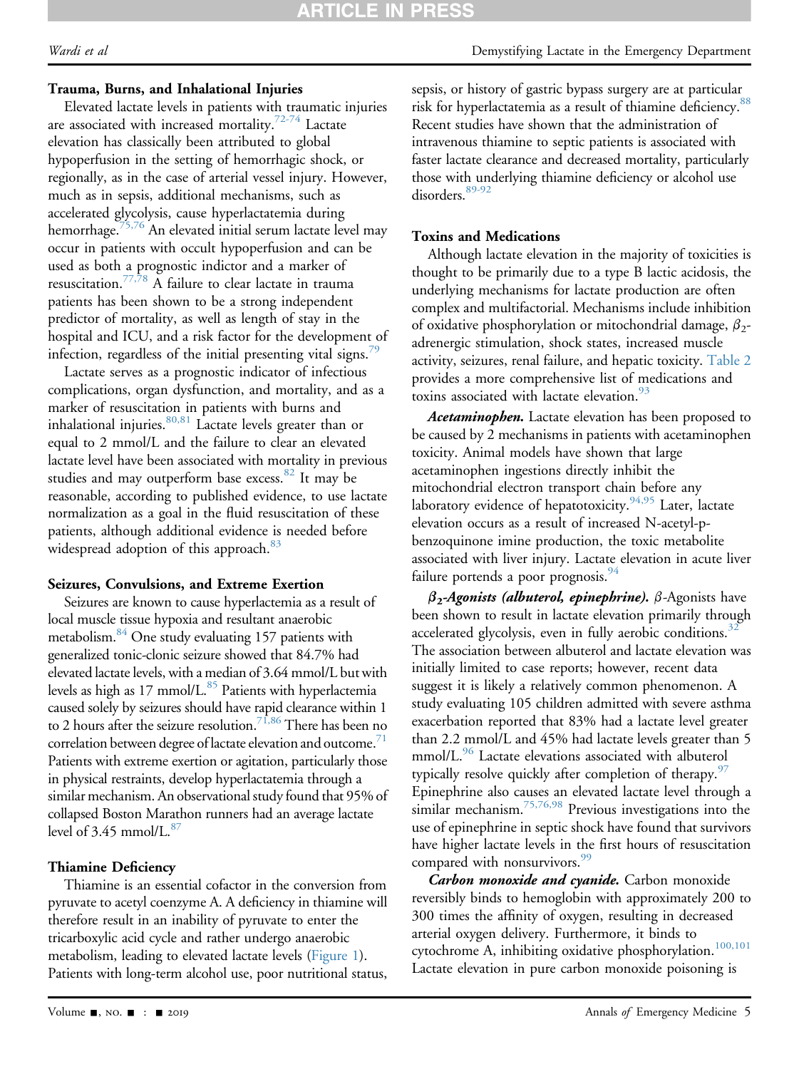### Trauma, Burns, and Inhalational Injuries

Elevated lactate levels in patients with traumatic injuries are associated with increased mortality.[72-74] Lactate elevation has classically been attributed to global hypoperfusion in the setting of hemorrhagic shock, or regionally, as in the case of arterial vessel injury. However, much as in sepsis, additional mechanisms, such as accelerated glycolysis, cause hyperlactatemia during hemorrhage.[75,76] An elevated initial serum lactate level may occur in patients with occult hypoperfusion and can be used as both a prognostic indictor and a marker of resuscitation.[77,78] A failure to clear lactate in trauma patients has been shown to be a strong independent predictor of mortality, as well as length of stay in the hospital and ICU, and a risk factor for the development of infection, regardless of the initial presenting vital signs.[79]

Lactate serves as a prognostic indicator of infectious complications, organ dysfunction, and mortality, and as a marker of resuscitation in patients with burns and inhalational injuries.[80,81] Lactate levels greater than or equal to 2 mmol/L and the failure to clear an elevated lactate level have been associated with mortality in previous studies and may outperform base excess.[82] It may be reasonable, according to published evidence, to use lactate normalization as a goal in the fluid resuscitation of these patients, although additional evidence is needed before widespread adoption of this approach.[83]

### Seizures, Convulsions, and Extreme Exertion

Seizures are known to cause hyperlactemia as a result of local muscle tissue hypoxia and resultant anaerobic metabolism.[84] One study evaluating 157 patients with generalized tonic-clonic seizure showed that 84.7% had elevated lactate levels, with a median of 3.64 mmol/L but with levels as high as 17 mmol/L.[85] Patients with hyperlactemia caused solely by seizures should have rapid clearance within 1 to 2 hours after the seizure resolution.[71,86] There has been no correlation between degree of lactate elevation and outcome.[71] Patients with extreme exertion or agitation, particularly those in physical restraints, develop hyperlactatemia through a similar mechanism. An observational study found that 95% of collapsed Boston Marathon runners had an average lactate level of 3.45 mmol/L.[87]

### Thiamine Deficiency

Thiamine is an essential cofactor in the conversion from pyruvate to acetyl coenzyme A. A deficiency in thiamine will therefore result in an inability of pyruvate to enter the tricarboxylic acid cycle and rather undergo anaerobic metabolism, leading to elevated lactate levels (Figure 1). Patients with long-term alcohol use, poor nutritional status, sepsis, or history of gastric bypass surgery are at particular risk for hyperlactatemia as a result of thiamine deficiency.[88] Recent studies have shown that the administration of intravenous thiamine to septic patients is associated with faster lactate clearance and decreased mortality, particularly those with underlying thiamine deficiency or alcohol use disorders.[89-92]

### Toxins and Medications

Although lactate elevation in the majority of toxicities is thought to be primarily due to a type B lactic acidosis, the underlying mechanisms for lactate production are often complex and multifactorial. Mechanisms include inhibition of oxidative phosphorylation or mitochondrial damage, $\beta_2$-adrenergic stimulation, shock states, increased muscle activity, seizures, renal failure, and hepatic toxicity. Table 2 provides a more comprehensive list of medications and toxins associated with lactate elevation.[93]

***Acetaminophen.*** Lactate elevation has been proposed to be caused by 2 mechanisms in patients with acetaminophen toxicity. Animal models have shown that large acetaminophen ingestions directly inhibit the mitochondrial electron transport chain before any laboratory evidence of hepatotoxicity.[94,95] Later, lactate elevation occurs as a result of increased N-acetyl-p-benzoquinone imine production, the toxic metabolite associated with liver injury. Lactate elevation in acute liver failure portends a poor prognosis.[94]

***$\beta_2$-Agonists (albuterol, epinephrine).*** $\beta$-Agonists have been shown to result in lactate elevation primarily through accelerated glycolysis, even in fully aerobic conditions.[32] The association between albuterol and lactate elevation was initially limited to case reports; however, recent data suggest it is likely a relatively common phenomenon. A study evaluating 105 children admitted with severe asthma exacerbation reported that 83% had a lactate level greater than 2.2 mmol/L and 45% had lactate levels greater than 5 mmol/L.[96] Lactate elevations associated with albuterol typically resolve quickly after completion of therapy.[97] Epinephrine also causes an elevated lactate level through a similar mechanism.[75,76,98] Previous investigations into the use of epinephrine in septic shock have found that survivors have higher lactate levels in the first hours of resuscitation compared with nonsurvivors.[99]

***Carbon monoxide and cyanide.*** Carbon monoxide reversibly binds to hemoglobin with approximately 200 to 300 times the affinity of oxygen, resulting in decreased arterial oxygen delivery. Furthermore, it binds to cytochrome A, inhibiting oxidative phosphorylation.[100,101] Lactate elevation in pure carbon monoxide poisoning is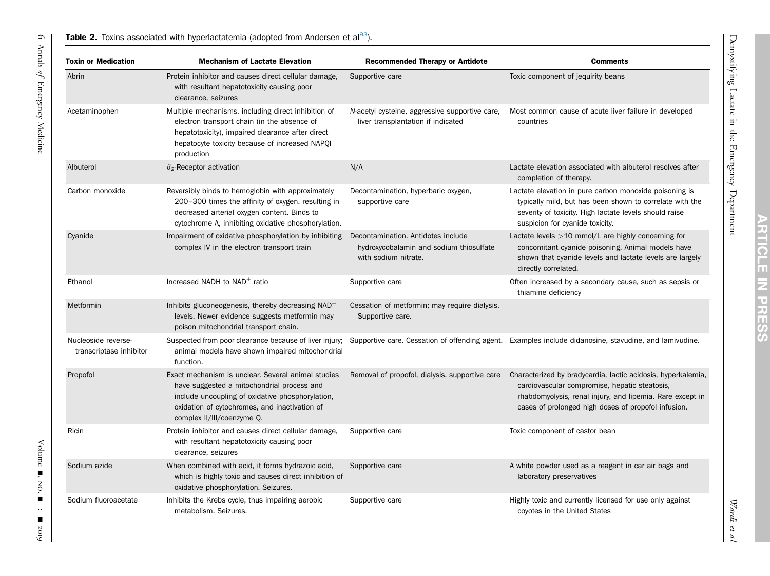**Table 2.** Toxins associated with hyperlactatemia (adopted from Andersen et al[93]).

| Toxin or Medication | Mechanism of Lactate Elevation | Recommended Therapy or Antidote | Comments |
|---|---|---|---|
| Abrin | Protein inhibitor and causes direct cellular damage, with resultant hepatotoxicity causing poor clearance, seizures | Supportive care | Toxic component of jequirity beans |
| Acetaminophen | Multiple mechanisms, including direct inhibition of electron transport chain (in the absence of hepatotoxicity), impaired clearance after direct hepatocyte toxicity because of increased NAPQI production | *N*-acetyl cysteine, aggressive supportive care, liver transplantation if indicated | Most common cause of acute liver failure in developed countries |
| Albuterol | $\beta_2$-Receptor activation | N/A | Lactate elevation associated with albuterol resolves after completion of therapy. |
| Carbon monoxide | Reversibly binds to hemoglobin with approximately 200–300 times the affinity of oxygen, resulting in decreased arterial oxygen content. Binds to cytochrome A, inhibiting oxidative phosphorylation. | Decontamination, hyperbaric oxygen, supportive care | Lactate elevation in pure carbon monoxide poisoning is typically mild, but has been shown to correlate with the severity of toxicity. High lactate levels should raise suspicion for cyanide toxicity. |
| Cyanide | Impairment of oxidative phosphorylation by inhibiting complex IV in the electron transport train | Decontamination. Antidotes include hydroxycobalamin and sodium thiosulfate with sodium nitrate. | Lactate levels >10 mmol/L are highly concerning for concomitant cyanide poisoning. Animal models have shown that cyanide levels and lactate levels are largely directly correlated. |
| Ethanol | Increased NADH to $NAD^+$ ratio | Supportive care | Often increased by a secondary cause, such as sepsis or thiamine deficiency |
| Metformin | Inhibits gluconeogenesis, thereby decreasing $NAD^+$ levels. Newer evidence suggests metformin may poison mitochondrial transport chain. | Cessation of metformin; may require dialysis. Supportive care. | |
| Nucleoside reverse-transcriptase inhibitor | Suspected from poor clearance because of liver injury; animal models have shown impaired mitochondrial function. | Supportive care. Cessation of offending agent. | Examples include didanosine, stavudine, and lamivudine. |
| Propofol | Exact mechanism is unclear. Several animal studies have suggested a mitochondrial process and include uncoupling of oxidative phosphorylation, oxidation of cytochromes, and inactivation of complex II/III/coenzyme Q. | Removal of propofol, dialysis, supportive care | Characterized by bradycardia, lactic acidosis, hyperkalemia, cardiovascular compromise, hepatic steatosis, rhabdomyolysis, renal injury, and lipemia. Rare except in cases of prolonged high doses of propofol infusion. |
| Ricin | Protein inhibitor and causes direct cellular damage, with resultant hepatotoxicity causing poor clearance, seizures | Supportive care | Toxic component of castor bean |
| Sodium azide | When combined with acid, it forms hydrazoic acid, which is highly toxic and causes direct inhibition of oxidative phosphorylation. Seizures. | Supportive care | A white powder used as a reagent in car air bags and laboratory preservatives |
| Sodium fluoroacetate | Inhibits the Krebs cycle, thus impairing aerobic metabolism. Seizures. | Supportive care | Highly toxic and currently licensed for use only against coyotes in the United States |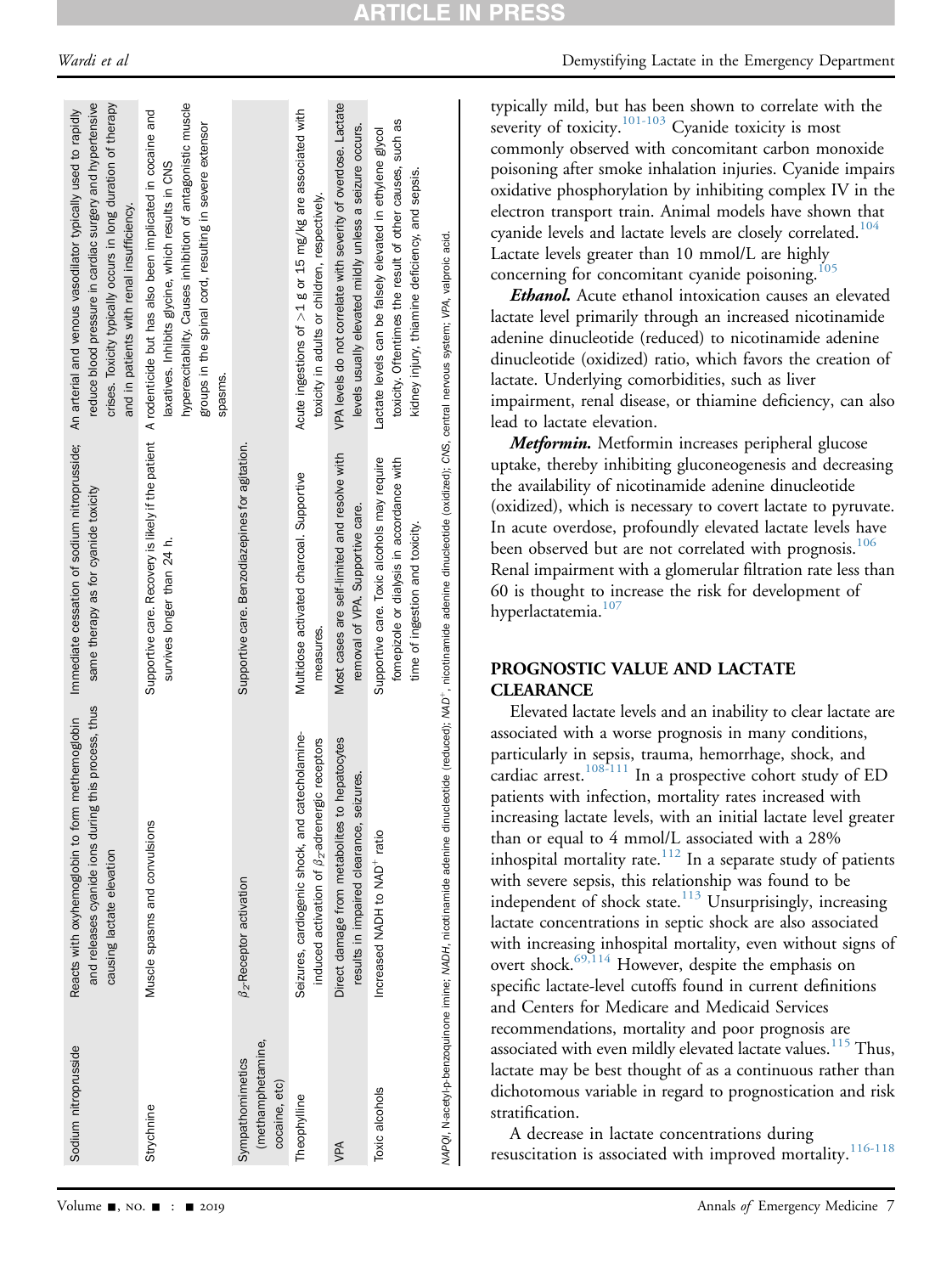| Sodium nitroprusside | Reacts with oxyhemoglobin to form methemoglobin and releases cyanide ions during this process, thus causing lactate elevation | Immediate cessation of sodium nitroprusside; same therapy as for cyanide toxicity | An arterial and venous vasodilator typically used to rapidly reduce blood pressure in cardiac surgery and hypertensive crises. Toxicity typically occurs in long duration of therapy and in patients with renal insufficiency. |
|---|---|---|---|
| Strychnine | Muscle spasms and convulsions | Supportive care. Recovery is likely if the patient survives longer than 24 h. | A rodenticide but has also been implicated in cocaine and laxatives. Inhibits glycine, which results in CNS hyperexcitability. Causes inhibition of antagonistic muscle groups in the spinal cord, resulting in severe extensor spasms. |
| Sympathomimetics (methamphetamine, cocaine, etc) | $\beta_2$-Receptor activation | Supportive care. Benzodiazepines for agitation. | |
| Theophylline | Seizures, cardiogenic shock, and catecholamine-induced activation of $\beta_2$-adrenergic receptors | Multidose activated charcoal. Supportive measures. | Acute ingestions of >1 g or 15 mg/kg are associated with toxicity in adults or children, respectively. |
| VPA | Direct damage from metabolites to hepatocytes results in impaired clearance, seizures. | Most cases are self-limited and resolve with removal of VPA. Supportive care. | VPA levels do not correlate with severity of overdose. Lactate levels usually elevated mildly unless a seizure occurs. |
| Toxic alcohols | Increased NADH to $NAD^+$ ratio | Supportive care. Toxic alcohols may require fomepizole or dialysis in accordance with time of ingestion and toxicity. | Lactate levels can be falsely elevated in ethylene glycol toxicity. Oftentimes the result of other causes, such as kidney injury, thiamine deficiency, and sepsis. |

*NAPQI*, N-acetyl-p-benzoquinone imine; *NADH*, nicotinamide adenine dinucleotide (reduced); $NAD^+$, nicotinamide adenine dinucleotide (oxidized); *CNS*, central nervous system; *VPA*, valproic acid.

typically mild, but has been shown to correlate with the severity of toxicity.[101-103] Cyanide toxicity is most commonly observed with concomitant carbon monoxide poisoning after smoke inhalation injuries. Cyanide impairs oxidative phosphorylation by inhibiting complex IV in the electron transport train. Animal models have shown that cyanide levels and lactate levels are closely correlated.[104] Lactate levels greater than 10 mmol/L are highly concerning for concomitant cyanide poisoning.[105]

***Ethanol.*** Acute ethanol intoxication causes an elevated lactate level primarily through an increased nicotinamide adenine dinucleotide (reduced) to nicotinamide adenine dinucleotide (oxidized) ratio, which favors the creation of lactate. Underlying comorbidities, such as liver impairment, renal disease, or thiamine deficiency, can also lead to lactate elevation.

***Metformin.*** Metformin increases peripheral glucose uptake, thereby inhibiting gluconeogenesis and decreasing the availability of nicotinamide adenine dinucleotide (oxidized), which is necessary to covert lactate to pyruvate. In acute overdose, profoundly elevated lactate levels have been observed but are not correlated with prognosis.[106] Renal impairment with a glomerular filtration rate less than 60 is thought to increase the risk for development of hyperlactatemia.[107]

## PROGNOSTIC VALUE AND LACTATE CLEARANCE

Elevated lactate levels and an inability to clear lactate are associated with a worse prognosis in many conditions, particularly in sepsis, trauma, hemorrhage, shock, and cardiac arrest.[108-111] In a prospective cohort study of ED patients with infection, mortality rates increased with increasing lactate levels, with an initial lactate level greater than or equal to 4 mmol/L associated with a 28% inhospital mortality rate.[112] In a separate study of patients with severe sepsis, this relationship was found to be independent of shock state.[113] Unsurprisingly, increasing lactate concentrations in septic shock are also associated with increasing inhospital mortality, even without signs of overt shock.[69,114] However, despite the emphasis on specific lactate-level cutoffs found in current definitions and Centers for Medicare and Medicaid Services recommendations, mortality and poor prognosis are associated with even mildly elevated lactate values.[115] Thus, lactate may be best thought of as a continuous rather than dichotomous variable in regard to prognostication and risk stratification.

A decrease in lactate concentrations during resuscitation is associated with improved mortality.[116-118]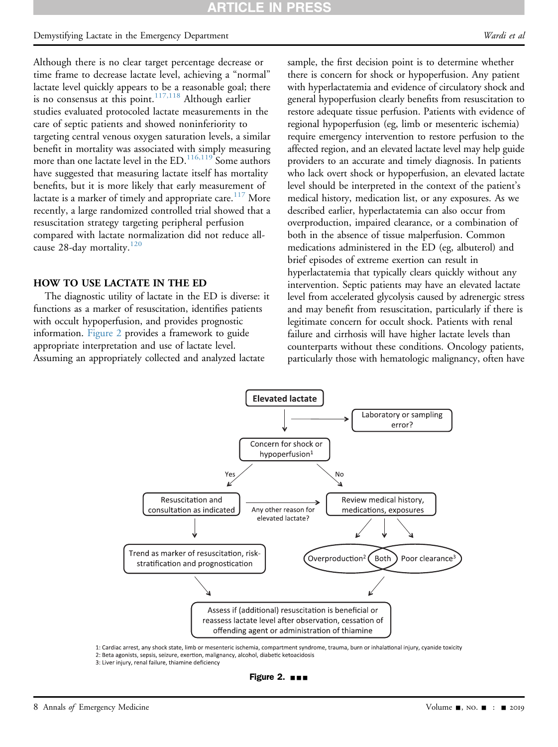Although there is no clear target percentage decrease or time frame to decrease lactate level, achieving a "normal" lactate level quickly appears to be a reasonable goal; there is no consensus at this point.[117,118] Although earlier studies evaluated protocoled lactate measurements in the care of septic patients and showed noninferiority to targeting central venous oxygen saturation levels, a similar benefit in mortality was associated with simply measuring more than one lactate level in the ED.[116,119] Some authors have suggested that measuring lactate itself has mortality benefits, but it is more likely that early measurement of lactate is a marker of timely and appropriate care.[117] More recently, a large randomized controlled trial showed that a resuscitation strategy targeting peripheral perfusion compared with lactate normalization did not reduce all-cause 28-day mortality.[120]

## HOW TO USE LACTATE IN THE ED

The diagnostic utility of lactate in the ED is diverse: it functions as a marker of resuscitation, identifies patients with occult hypoperfusion, and provides prognostic information. Figure 2 provides a framework to guide appropriate interpretation and use of lactate level. Assuming an appropriately collected and analyzed lactate sample, the first decision point is to determine whether there is concern for shock or hypoperfusion. Any patient with hyperlactatemia and evidence of circulatory shock and general hypoperfusion clearly benefits from resuscitation to restore adequate tissue perfusion. Patients with evidence of regional hypoperfusion (eg, limb or mesenteric ischemia) require emergency intervention to restore perfusion to the affected region, and an elevated lactate level may help guide providers to an accurate and timely diagnosis. In patients who lack overt shock or hypoperfusion, an elevated lactate level should be interpreted in the context of the patient's medical history, medication list, or any exposures. As we described earlier, hyperlactatemia can also occur from overproduction, impaired clearance, or a combination of both in the absence of tissue malperfusion. Common medications administered in the ED (eg, albuterol) and brief episodes of extreme exertion can result in hyperlactatemia that typically clears quickly without any intervention. Septic patients may have an elevated lactate level from accelerated glycolysis caused by adrenergic stress and may benefit from resuscitation, particularly if there is legitimate concern for occult shock. Patients with renal failure and cirrhosis will have higher lactate levels than counterparts without these conditions. Oncology patients, particularly those with hematologic malignancy, often have

Elevated lactate → Laboratory or sampling error?

Elevated lactate → Concern for shock or hypoperfusion[1]

- Yes → Resuscitation and consultation as indicated → Trend as marker of resuscitation, risk-stratification and prognostication → Assess if (additional) resuscitation is beneficial or reassess lactate level after observation, cessation of offending agent or administration of thiamine
- Resuscitation and consultation as indicated → Any other reason for elevated lactate? → Review medical history, medications, exposures
- No → Review medical history, medications, exposures → Overproduction[2] / Both / Poor clearance[3] → Assess if (additional) resuscitation is beneficial or reassess lactate level after observation, cessation of offending agent or administration of thiamine

1: Cardiac arrest, any shock state, limb or mesenteric ischemia, compartment syndrome, trauma, burn or inhalational injury, cyanide toxicity
2: Beta agonists, sepsis, seizure, exertion, malignancy, alcohol, diabetic ketoacidosis
3: Liver injury, renal failure, thiamine deficiency

**Figure 2.** ■■■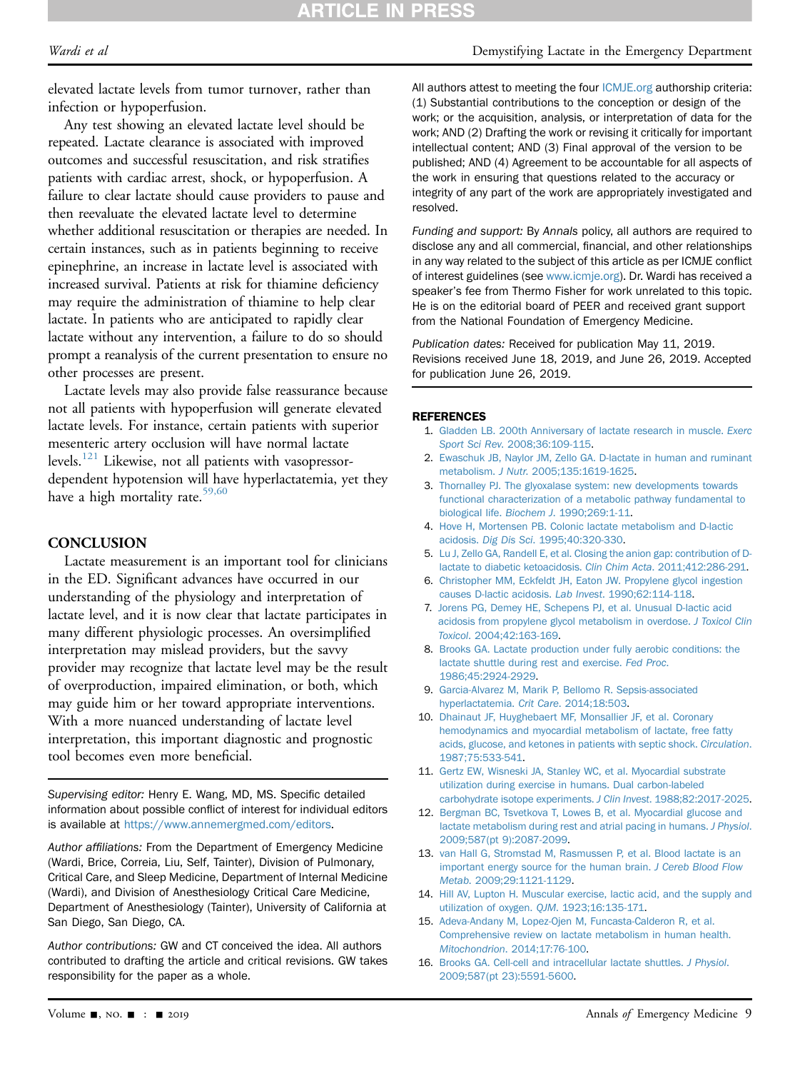elevated lactate levels from tumor turnover, rather than infection or hypoperfusion.

Any test showing an elevated lactate level should be repeated. Lactate clearance is associated with improved outcomes and successful resuscitation, and risk stratifies patients with cardiac arrest, shock, or hypoperfusion. A failure to clear lactate should cause providers to pause and then reevaluate the elevated lactate level to determine whether additional resuscitation or therapies are needed. In certain instances, such as in patients beginning to receive epinephrine, an increase in lactate level is associated with increased survival. Patients at risk for thiamine deficiency may require the administration of thiamine to help clear lactate. In patients who are anticipated to rapidly clear lactate without any intervention, a failure to do so should prompt a reanalysis of the current presentation to ensure no other processes are present.

Lactate levels may also provide false reassurance because not all patients with hypoperfusion will generate elevated lactate levels. For instance, certain patients with superior mesenteric artery occlusion will have normal lactate levels.[121] Likewise, not all patients with vasopressor-dependent hypotension will have hyperlactatemia, yet they have a high mortality rate.[59,60]

## CONCLUSION

Lactate measurement is an important tool for clinicians in the ED. Significant advances have occurred in our understanding of the physiology and interpretation of lactate level, and it is now clear that lactate participates in many different physiologic processes. An oversimplified interpretation may mislead providers, but the savvy provider may recognize that lactate level may be the result of overproduction, impaired elimination, or both, which may guide him or her toward appropriate interventions. With a more nuanced understanding of lactate level interpretation, this important diagnostic and prognostic tool becomes even more beneficial.

*Supervising editor:* Henry E. Wang, MD, MS. Specific detailed information about possible conflict of interest for individual editors is available at https://www.annemergmed.com/editors.

*Author affiliations:* From the Department of Emergency Medicine (Wardi, Brice, Correia, Liu, Self, Tainter), Division of Pulmonary, Critical Care, and Sleep Medicine, Department of Internal Medicine (Wardi), and Division of Anesthesiology Critical Care Medicine, Department of Anesthesiology (Tainter), University of California at San Diego, San Diego, CA.

*Author contributions:* GW and CT conceived the idea. All authors contributed to drafting the article and critical revisions. GW takes responsibility for the paper as a whole.

All authors attest to meeting the four ICMJE.org authorship criteria: (1) Substantial contributions to the conception or design of the work; or the acquisition, analysis, or interpretation of data for the work; AND (2) Drafting the work or revising it critically for important intellectual content; AND (3) Final approval of the version to be published; AND (4) Agreement to be accountable for all aspects of the work in ensuring that questions related to the accuracy or integrity of any part of the work are appropriately investigated and resolved.

*Funding and support:* By *Annals* policy, all authors are required to disclose any and all commercial, financial, and other relationships in any way related to the subject of this article as per ICMJE conflict of interest guidelines (see www.icmje.org). Dr. Wardi has received a speaker's fee from Thermo Fisher for work unrelated to this topic. He is on the editorial board of PEER and received grant support from the National Foundation of Emergency Medicine.

*Publication dates:* Received for publication May 11, 2019. Revisions received June 18, 2019, and June 26, 2019. Accepted for publication June 26, 2019.

## REFERENCES

1. Gladden LB. 200th Anniversary of lactate research in muscle. *Exerc Sport Sci Rev*. 2008;36:109-115.
2. Ewaschuk JB, Naylor JM, Zello GA. D-lactate in human and ruminant metabolism. *J Nutr*. 2005;135:1619-1625.
3. Thornalley PJ. The glyoxalase system: new developments towards functional characterization of a metabolic pathway fundamental to biological life. *Biochem J*. 1990;269:1-11.
4. Hove H, Mortensen PB. Colonic lactate metabolism and D-lactic acidosis. *Dig Dis Sci*. 1995;40:320-330.
5. Lu J, Zello GA, Randell E, et al. Closing the anion gap: contribution of D-lactate to diabetic ketoacidosis. *Clin Chim Acta*. 2011;412:286-291.
6. Christopher MM, Eckfeldt JH, Eaton JW. Propylene glycol ingestion causes D-lactic acidosis. *Lab Invest*. 1990;62:114-118.
7. Jorens PG, Demey HE, Schepens PJ, et al. Unusual D-lactic acid acidosis from propylene glycol metabolism in overdose. *J Toxicol Clin Toxicol*. 2004;42:163-169.
8. Brooks GA. Lactate production under fully aerobic conditions: the lactate shuttle during rest and exercise. *Fed Proc*. 1986;45:2924-2929.
9. Garcia-Alvarez M, Marik P, Bellomo R. Sepsis-associated hyperlactatemia. *Crit Care*. 2014;18:503.
10. Dhainaut JF, Huyghebaert MF, Monsallier JF, et al. Coronary hemodynamics and myocardial metabolism of lactate, free fatty acids, glucose, and ketones in patients with septic shock. *Circulation*. 1987;75:533-541.
11. Gertz EW, Wisneski JA, Stanley WC, et al. Myocardial substrate utilization during exercise in humans. Dual carbon-labeled carbohydrate isotope experiments. *J Clin Invest*. 1988;82:2017-2025.
12. Bergman BC, Tsvetkova T, Lowes B, et al. Myocardial glucose and lactate metabolism during rest and atrial pacing in humans. *J Physiol*. 2009;587(pt 9):2087-2099.
13. van Hall G, Stromstad M, Rasmussen P, et al. Blood lactate is an important energy source for the human brain. *J Cereb Blood Flow Metab*. 2009;29:1121-1129.
14. Hill AV, Lupton H. Muscular exercise, lactic acid, and the supply and utilization of oxygen. *QJM*. 1923;16:135-171.
15. Adeva-Andany M, Lopez-Ojen M, Funcasta-Calderon R, et al. Comprehensive review on lactate metabolism in human health. *Mitochondrion*. 2014;17:76-100.
16. Brooks GA. Cell-cell and intracellular lactate shuttles. *J Physiol*. 2009;587(pt 23):5591-5600.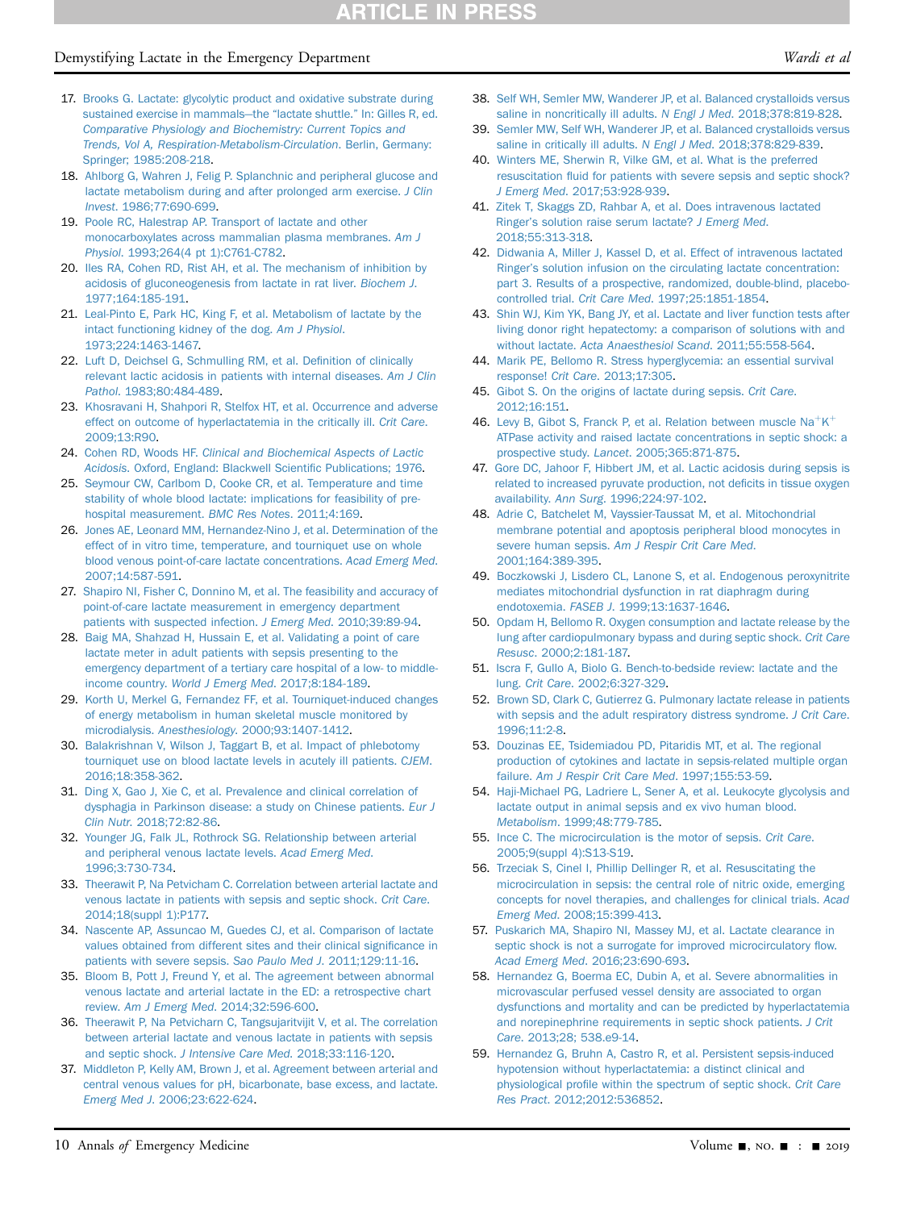17. Brooks G. Lactate: glycolytic product and oxidative substrate during sustained exercise in mammals—the "lactate shuttle." In: Gilles R, ed. *Comparative Physiology and Biochemistry: Current Topics and Trends, Vol A, Respiration-Metabolism-Circulation*. Berlin, Germany: Springer; 1985:208-218.
18. Ahlborg G, Wahren J, Felig P. Splanchnic and peripheral glucose and lactate metabolism during and after prolonged arm exercise. *J Clin Invest*. 1986;77:690-699.
19. Poole RC, Halestrap AP. Transport of lactate and other monocarboxylates across mammalian plasma membranes. *Am J Physiol*. 1993;264(4 pt 1):C761-C782.
20. Iles RA, Cohen RD, Rist AH, et al. The mechanism of inhibition by acidosis of gluconeogenesis from lactate in rat liver. *Biochem J*. 1977;164:185-191.
21. Leal-Pinto E, Park HC, King F, et al. Metabolism of lactate by the intact functioning kidney of the dog. *Am J Physiol*. 1973;224:1463-1467.
22. Luft D, Deichsel G, Schmulling RM, et al. Definition of clinically relevant lactic acidosis in patients with internal diseases. *Am J Clin Pathol*. 1983;80:484-489.
23. Khosravani H, Shahpori R, Stelfox HT, et al. Occurrence and adverse effect on outcome of hyperlactatemia in the critically ill. *Crit Care*. 2009;13:R90.
24. Cohen RD, Woods HF. *Clinical and Biochemical Aspects of Lactic Acidosis*. Oxford, England: Blackwell Scientific Publications; 1976.
25. Seymour CW, Carlbom D, Cooke CR, et al. Temperature and time stability of whole blood lactate: implications for feasibility of pre-hospital measurement. *BMC Res Notes*. 2011;4:169.
26. Jones AE, Leonard MM, Hernandez-Nino J, et al. Determination of the effect of in vitro time, temperature, and tourniquet use on whole blood venous point-of-care lactate concentrations. *Acad Emerg Med*. 2007;14:587-591.
27. Shapiro NI, Fisher C, Donnino M, et al. The feasibility and accuracy of point-of-care lactate measurement in emergency department patients with suspected infection. *J Emerg Med*. 2010;39:89-94.
28. Baig MA, Shahzad H, Hussain E, et al. Validating a point of care lactate meter in adult patients with sepsis presenting to the emergency department of a tertiary care hospital of a low- to middle-income country. *World J Emerg Med*. 2017;8:184-189.
29. Korth U, Merkel G, Fernandez FF, et al. Tourniquet-induced changes of energy metabolism in human skeletal muscle monitored by microdialysis. *Anesthesiology*. 2000;93:1407-1412.
30. Balakrishnan V, Wilson J, Taggart B, et al. Impact of phlebotomy tourniquet use on blood lactate levels in acutely ill patients. *CJEM*. 2016;18:358-362.
31. Ding X, Gao J, Xie C, et al. Prevalence and clinical correlation of dysphagia in Parkinson disease: a study on Chinese patients. *Eur J Clin Nutr*. 2018;72:82-86.
32. Younger JG, Falk JL, Rothrock SG. Relationship between arterial and peripheral venous lactate levels. *Acad Emerg Med*. 1996;3:730-734.
33. Theerawit P, Na Petvicham C. Correlation between arterial lactate and venous lactate in patients with sepsis and septic shock. *Crit Care*. 2014;18(suppl 1):P177.
34. Nascente AP, Assuncao M, Guedes CJ, et al. Comparison of lactate values obtained from different sites and their clinical significance in patients with severe sepsis. *Sao Paulo Med J*. 2011;129:11-16.
35. Bloom B, Pott J, Freund Y, et al. The agreement between abnormal venous lactate and arterial lactate in the ED: a retrospective chart review. *Am J Emerg Med*. 2014;32:596-600.
36. Theerawit P, Na Petvicharn C, Tangsujaritvijit V, et al. The correlation between arterial lactate and venous lactate in patients with sepsis and septic shock. *J Intensive Care Med*. 2018;33:116-120.
37. Middleton P, Kelly AM, Brown J, et al. Agreement between arterial and central venous values for pH, bicarbonate, base excess, and lactate. *Emerg Med J*. 2006;23:622-624.
38. Self WH, Semler MW, Wanderer JP, et al. Balanced crystalloids versus saline in noncritically ill adults. *N Engl J Med*. 2018;378:819-828.
39. Semler MW, Self WH, Wanderer JP, et al. Balanced crystalloids versus saline in critically ill adults. *N Engl J Med*. 2018;378:829-839.
40. Winters ME, Sherwin R, Vilke GM, et al. What is the preferred resuscitation fluid for patients with severe sepsis and septic shock? *J Emerg Med*. 2017;53:928-939.
41. Zitek T, Skaggs ZD, Rahbar A, et al. Does intravenous lactated Ringer's solution raise serum lactate? *J Emerg Med*. 2018;55:313-318.
42. Didwania A, Miller J, Kassel D, et al. Effect of intravenous lactated Ringer's solution infusion on the circulating lactate concentration: part 3. Results of a prospective, randomized, double-blind, placebo-controlled trial. *Crit Care Med*. 1997;25:1851-1854.
43. Shin WJ, Kim YK, Bang JY, et al. Lactate and liver function tests after living donor right hepatectomy: a comparison of solutions with and without lactate. *Acta Anaesthesiol Scand*. 2011;55:558-564.
44. Marik PE, Bellomo R. Stress hyperglycemia: an essential survival response! *Crit Care*. 2013;17:305.
45. Gibot S. On the origins of lactate during sepsis. *Crit Care*. 2012;16:151.
46. Levy B, Gibot S, Franck P, et al. Relation between muscle $Na^+K^+$ ATPase activity and raised lactate concentrations in septic shock: a prospective study. *Lancet*. 2005;365:871-875.
47. Gore DC, Jahoor F, Hibbert JM, et al. Lactic acidosis during sepsis is related to increased pyruvate production, not deficits in tissue oxygen availability. *Ann Surg*. 1996;224:97-102.
48. Adrie C, Batchelet M, Vayssier-Taussat M, et al. Mitochondrial membrane potential and apoptosis peripheral blood monocytes in severe human sepsis. *Am J Respir Crit Care Med*. 2001;164:389-395.
49. Boczkowski J, Lisdero CL, Lanone S, et al. Endogenous peroxynitrite mediates mitochondrial dysfunction in rat diaphragm during endotoxemia. *FASEB J*. 1999;13:1637-1646.
50. Opdam H, Bellomo R. Oxygen consumption and lactate release by the lung after cardiopulmonary bypass and during septic shock. *Crit Care Resusc*. 2000;2:181-187.
51. Iscra F, Gullo A, Biolo G. Bench-to-bedside review: lactate and the lung. *Crit Care*. 2002;6:327-329.
52. Brown SD, Clark C, Gutierrez G. Pulmonary lactate release in patients with sepsis and the adult respiratory distress syndrome. *J Crit Care*. 1996;11:2-8.
53. Douzinas EE, Tsidemiadou PD, Pitaridis MT, et al. The regional production of cytokines and lactate in sepsis-related multiple organ failure. *Am J Respir Crit Care Med*. 1997;155:53-59.
54. Haji-Michael PG, Ladriere L, Sener A, et al. Leukocyte glycolysis and lactate output in animal sepsis and ex vivo human blood. *Metabolism*. 1999;48:779-785.
55. Ince C. The microcirculation is the motor of sepsis. *Crit Care*. 2005;9(suppl 4):S13-S19.
56. Trzeciak S, Cinel I, Phillip Dellinger R, et al. Resuscitating the microcirculation in sepsis: the central role of nitric oxide, emerging concepts for novel therapies, and challenges for clinical trials. *Acad Emerg Med*. 2008;15:399-413.
57. Puskarich MA, Shapiro NI, Massey MJ, et al. Lactate clearance in septic shock is not a surrogate for improved microcirculatory flow. *Acad Emerg Med*. 2016;23:690-693.
58. Hernandez G, Boerma EC, Dubin A, et al. Severe abnormalities in microvascular perfused vessel density are associated to organ dysfunctions and mortality and can be predicted by hyperlactatemia and norepinephrine requirements in septic shock patients. *J Crit Care*. 2013;28; 538.e9-14.
59. Hernandez G, Bruhn A, Castro R, et al. Persistent sepsis-induced hypotension without hyperlactatemia: a distinct clinical and physiological profile within the spectrum of septic shock. *Crit Care Res Pract*. 2012;2012:536852.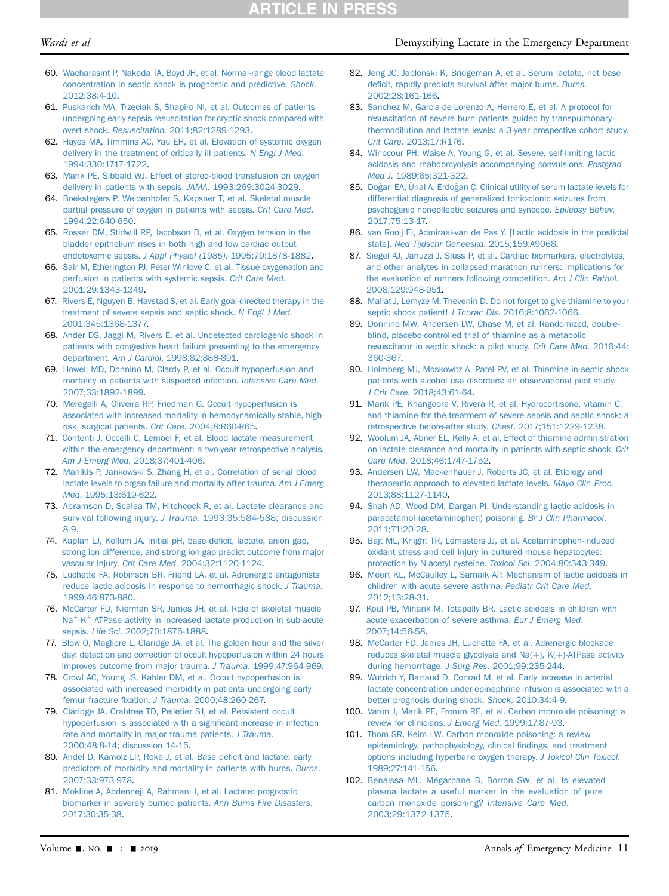60. Wacharasint P, Nakada TA, Boyd JH, et al. Normal-range blood lactate concentration in septic shock is prognostic and predictive. *Shock*. 2012;38:4-10.
61. Puskarich MA, Trzeciak S, Shapiro NI, et al. Outcomes of patients undergoing early sepsis resuscitation for cryptic shock compared with overt shock. *Resuscitation*. 2011;82:1289-1293.
62. Hayes MA, Timmins AC, Yau EH, et al. Elevation of systemic oxygen delivery in the treatment of critically ill patients. *N Engl J Med*. 1994;330:1717-1722.
63. Marik PE, Sibbald WJ. Effect of stored-blood transfusion on oxygen delivery in patients with sepsis. *JAMA*. 1993;269:3024-3029.
64. Boekstegers P, Weidenhofer S, Kapsner T, et al. Skeletal muscle partial pressure of oxygen in patients with sepsis. *Crit Care Med*. 1994;22:640-650.
65. Rosser DM, Stidwill RP, Jacobson D, et al. Oxygen tension in the bladder epithelium rises in both high and low cardiac output endotoxemic sepsis. *J Appl Physiol (1985)*. 1995;79:1878-1882.
66. Sair M, Etherington PJ, Peter Winlove C, et al. Tissue oxygenation and perfusion in patients with systemic sepsis. *Crit Care Med*. 2001;29:1343-1349.
67. Rivers E, Nguyen B, Havstad S, et al. Early goal-directed therapy in the treatment of severe sepsis and septic shock. *N Engl J Med*. 2001;345:1368-1377.
68. Ander DS, Jaggi M, Rivers E, et al. Undetected cardiogenic shock in patients with congestive heart failure presenting to the emergency department. *Am J Cardiol*. 1998;82:888-891.
69. Howell MD, Donnino M, Clardy P, et al. Occult hypoperfusion and mortality in patients with suspected infection. *Intensive Care Med*. 2007;33:1892-1899.
70. Meregalli A, Oliveira RP, Friedman G. Occult hypoperfusion is associated with increased mortality in hemodynamically stable, high-risk, surgical patients. *Crit Care*. 2004;8:R60-R65.
71. Contenti J, Occelli C, Lemoel F, et al. Blood lactate measurement within the emergency department: a two-year retrospective analysis. *Am J Emerg Med*. 2018;37:401-406.
72. Manikis P, Jankowski S, Zhang H, et al. Correlation of serial blood lactate levels to organ failure and mortality after trauma. *Am J Emerg Med*. 1995;13:619-622.
73. Abramson D, Scalea TM, Hitchcock R, et al. Lactate clearance and survival following injury. *J Trauma*. 1993;35:584-588; discussion 8-9.
74. Kaplan LJ, Kellum JA. Initial pH, base deficit, lactate, anion gap, strong ion difference, and strong ion gap predict outcome from major vascular injury. *Crit Care Med*. 2004;32:1120-1124.
75. Luchette FA, Robinson BR, Friend LA, et al. Adrenergic antagonists reduce lactic acidosis in response to hemorrhagic shock. *J Trauma*. 1999;46:873-880.
76. McCarter FD, Nierman SR, James JH, et al. Role of skeletal muscle $Na^{+}$-$K^{+}$ ATPase activity in increased lactate production in sub-acute sepsis. *Life Sci*. 2002;70:1875-1888.
77. Blow O, Magliore L, Claridge JA, et al. The golden hour and the silver day: detection and correction of occult hypoperfusion within 24 hours improves outcome from major trauma. *J Trauma*. 1999;47:964-969.
78. Crowl AC, Young JS, Kahler DM, et al. Occult hypoperfusion is associated with increased morbidity in patients undergoing early femur fracture fixation. *J Trauma*. 2000;48:260-267.
79. Claridge JA, Crabtree TD, Pelletier SJ, et al. Persistent occult hypoperfusion is associated with a significant increase in infection rate and mortality in major trauma patients. *J Trauma*. 2000;48:8-14; discussion 14-15.
80. Andel D, Kamolz LP, Roka J, et al. Base deficit and lactate: early predictors of morbidity and mortality in patients with burns. *Burns*. 2007;33:973-978.
81. Mokline A, Abdenneji A, Rahmani I, et al. Lactate: prognostic biomarker in severely burned patients. *Ann Burns Fire Disasters*. 2017;30:35-38.
82. Jeng JC, Jablonski K, Bridgeman A, et al. Serum lactate, not base deficit, rapidly predicts survival after major burns. *Burns*. 2002;28:161-166.
83. Sanchez M, Garcia-de-Lorenzo A, Herrero E, et al. A protocol for resuscitation of severe burn patients guided by transpulmonary thermodilution and lactate levels: a 3-year prospective cohort study. *Crit Care*. 2013;17:R176.
84. Winocour PH, Waise A, Young G, et al. Severe, self-limiting lactic acidosis and rhabdomyolysis accompanying convulsions. *Postgrad Med J*. 1989;65:321-322.
85. Doğan EA, Ünal A, Erdoğan Ç. Clinical utility of serum lactate levels for differential diagnosis of generalized tonic-clonic seizures from psychogenic nonepileptic seizures and syncope. *Epilepsy Behav*. 2017;75:13-17.
86. van Rooij FJ, Admiraal-van de Pas Y. [Lactic acidosis in the postictal state]. *Ned Tijdschr Geneeskd*. 2015;159:A9068.
87. Siegel AJ, Januzzi J, Sluss P, et al. Cardiac biomarkers, electrolytes, and other analytes in collapsed marathon runners: implications for the evaluation of runners following competition. *Am J Clin Pathol*. 2008;129:948-951.
88. Mallat J, Lemyze M, Thevenin D. Do not forget to give thiamine to your septic shock patient! *J Thorac Dis*. 2016;8:1062-1066.
89. Donnino MW, Andersen LW, Chase M, et al. Randomized, double-blind, placebo-controlled trial of thiamine as a metabolic resuscitator in septic shock: a pilot study. *Crit Care Med*. 2016;44:360-367.
90. Holmberg MJ, Moskowitz A, Patel PV, et al. Thiamine in septic shock patients with alcohol use disorders: an observational pilot study. *J Crit Care*. 2018;43:61-64.
91. Marik PE, Khangoora V, Rivera R, et al. Hydrocortisone, vitamin C, and thiamine for the treatment of severe sepsis and septic shock: a retrospective before-after study. *Chest*. 2017;151:1229-1238.
92. Woolum JA, Abner EL, Kelly A, et al. Effect of thiamine administration on lactate clearance and mortality in patients with septic shock. *Crit Care Med*. 2018;46:1747-1752.
93. Andersen LW, Mackenhauer J, Roberts JC, et al. Etiology and therapeutic approach to elevated lactate levels. *Mayo Clin Proc*. 2013;88:1127-1140.
94. Shah AD, Wood DM, Dargan PI. Understanding lactic acidosis in paracetamol (acetaminophen) poisoning. *Br J Clin Pharmacol*. 2011;71:20-28.
95. Bajt ML, Knight TR, Lemasters JJ, et al. Acetaminophen-induced oxidant stress and cell injury in cultured mouse hepatocytes: protection by N-acetyl cysteine. *Toxicol Sci*. 2004;80:343-349.
96. Meert KL, McCaulley L, Sarnaik AP. Mechanism of lactic acidosis in children with acute severe asthma. *Pediatr Crit Care Med*. 2012;13:28-31.
97. Koul PB, Minarik M, Totapally BR. Lactic acidosis in children with acute exacerbation of severe asthma. *Eur J Emerg Med*. 2007;14:56-58.
98. McCarter FD, James JH, Luchette FA, et al. Adrenergic blockade reduces skeletal muscle glycolysis and Na(+), K(+)-ATPase activity during hemorrhage. *J Surg Res*. 2001;99:235-244.
99. Wutrich Y, Barraud D, Conrad M, et al. Early increase in arterial lactate concentration under epinephrine infusion is associated with a better prognosis during shock. *Shock*. 2010;34:4-9.
100. Varon J, Marik PE, Fromm RE, et al. Carbon monoxide poisoning: a review for clinicians. *J Emerg Med*. 1999;17:87-93.
101. Thom SR, Keim LW. Carbon monoxide poisoning: a review epidemiology, pathophysiology, clinical findings, and treatment options including hyperbaric oxygen therapy. *J Toxicol Clin Toxicol*. 1989;27:141-156.
102. Benaissa ML, Mégarbane B, Borron SW, et al. Is elevated plasma lactate a useful marker in the evaluation of pure carbon monoxide poisoning? *Intensive Care Med*. 2003;29:1372-1375.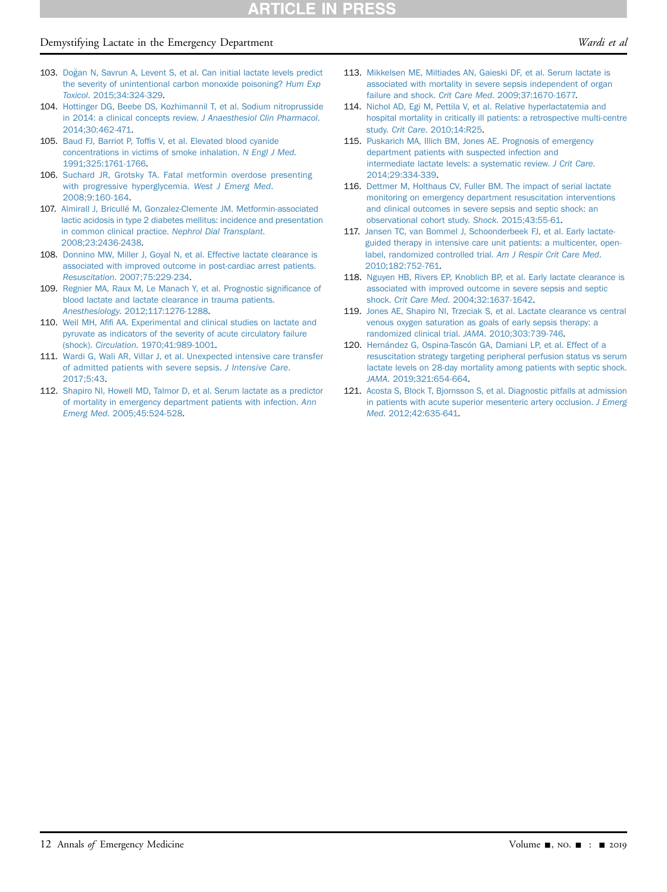103. Doğan N, Savrun A, Levent S, et al. Can initial lactate levels predict the severity of unintentional carbon monoxide poisoning? *Hum Exp Toxicol*. 2015;34:324-329.
104. Hottinger DG, Beebe DS, Kozhimannil T, et al. Sodium nitroprusside in 2014: a clinical concepts review. *J Anaesthesiol Clin Pharmacol*. 2014;30:462-471.
105. Baud FJ, Barriot P, Toffis V, et al. Elevated blood cyanide concentrations in victims of smoke inhalation. *N Engl J Med*. 1991;325:1761-1766.
106. Suchard JR, Grotsky TA. Fatal metformin overdose presenting with progressive hyperglycemia. *West J Emerg Med*. 2008;9:160-164.
107. Almirall J, Bricullé M, Gonzalez-Clemente JM. Metformin-associated lactic acidosis in type 2 diabetes mellitus: incidence and presentation in common clinical practice. *Nephrol Dial Transplant*. 2008;23:2436-2438.
108. Donnino MW, Miller J, Goyal N, et al. Effective lactate clearance is associated with improved outcome in post-cardiac arrest patients. *Resuscitation*. 2007;75:229-234.
109. Regnier MA, Raux M, Le Manach Y, et al. Prognostic significance of blood lactate and lactate clearance in trauma patients. *Anesthesiology*. 2012;117:1276-1288.
110. Weil MH, Afifi AA. Experimental and clinical studies on lactate and pyruvate as indicators of the severity of acute circulatory failure (shock). *Circulation*. 1970;41:989-1001.
111. Wardi G, Wali AR, Villar J, et al. Unexpected intensive care transfer of admitted patients with severe sepsis. *J Intensive Care*. 2017;5:43.
112. Shapiro NI, Howell MD, Talmor D, et al. Serum lactate as a predictor of mortality in emergency department patients with infection. *Ann Emerg Med*. 2005;45:524-528.
113. Mikkelsen ME, Miltiades AN, Gaieski DF, et al. Serum lactate is associated with mortality in severe sepsis independent of organ failure and shock. *Crit Care Med*. 2009;37:1670-1677.
114. Nichol AD, Egi M, Pettila V, et al. Relative hyperlactatemia and hospital mortality in critically ill patients: a retrospective multi-centre study. *Crit Care*. 2010;14:R25.
115. Puskarich MA, Illich BM, Jones AE. Prognosis of emergency department patients with suspected infection and intermediate lactate levels: a systematic review. *J Crit Care*. 2014;29:334-339.
116. Dettmer M, Holthaus CV, Fuller BM. The impact of serial lactate monitoring on emergency department resuscitation interventions and clinical outcomes in severe sepsis and septic shock: an observational cohort study. *Shock*. 2015;43:55-61.
117. Jansen TC, van Bommel J, Schoonderbeek FJ, et al. Early lactate-guided therapy in intensive care unit patients: a multicenter, open-label, randomized controlled trial. *Am J Respir Crit Care Med*. 2010;182:752-761.
118. Nguyen HB, Rivers EP, Knoblich BP, et al. Early lactate clearance is associated with improved outcome in severe sepsis and septic shock. *Crit Care Med*. 2004;32:1637-1642.
119. Jones AE, Shapiro NI, Trzeciak S, et al. Lactate clearance vs central venous oxygen saturation as goals of early sepsis therapy: a randomized clinical trial. *JAMA*. 2010;303:739-746.
120. Hernández G, Ospina-Tascón GA, Damiani LP, et al. Effect of a resuscitation strategy targeting peripheral perfusion status vs serum lactate levels on 28-day mortality among patients with septic shock. *JAMA*. 2019;321:654-664.
121. Acosta S, Block T, Bjornsson S, et al. Diagnostic pitfalls at admission in patients with acute superior mesenteric artery occlusion. *J Emerg Med*. 2012;42:635-641.